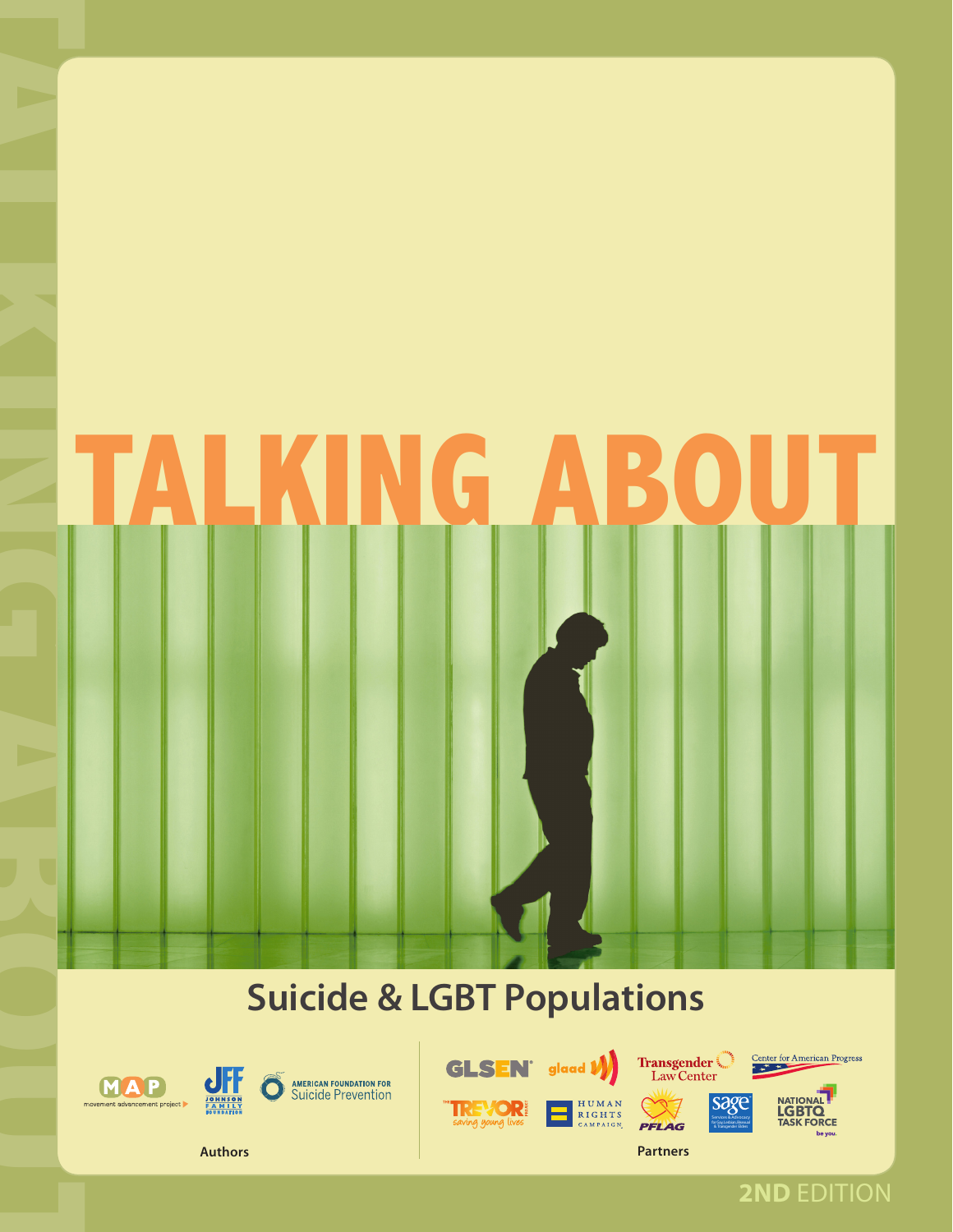# TALKING ABOUT

## Suicide & LGBT Populations

MAP movement advancement project

JFF JOHNSON FAMILY FOUNDATION

AMERICAN FOUNDATION FOR Suicide Prevention

**Authors**

GLSEN

glaad

Transgender Law Center

Center for American Progress

THE TREVOR PROJECT saving young lives

HUMAN RIGHTS CAMPAIGN

PFLAG

sage Services & Advocacy for Gay, Lesbian, Bisexual & Transgender Elders

NATIONAL LGBTQ TASK FORCE be you.

**Partners**

**2ND** EDITION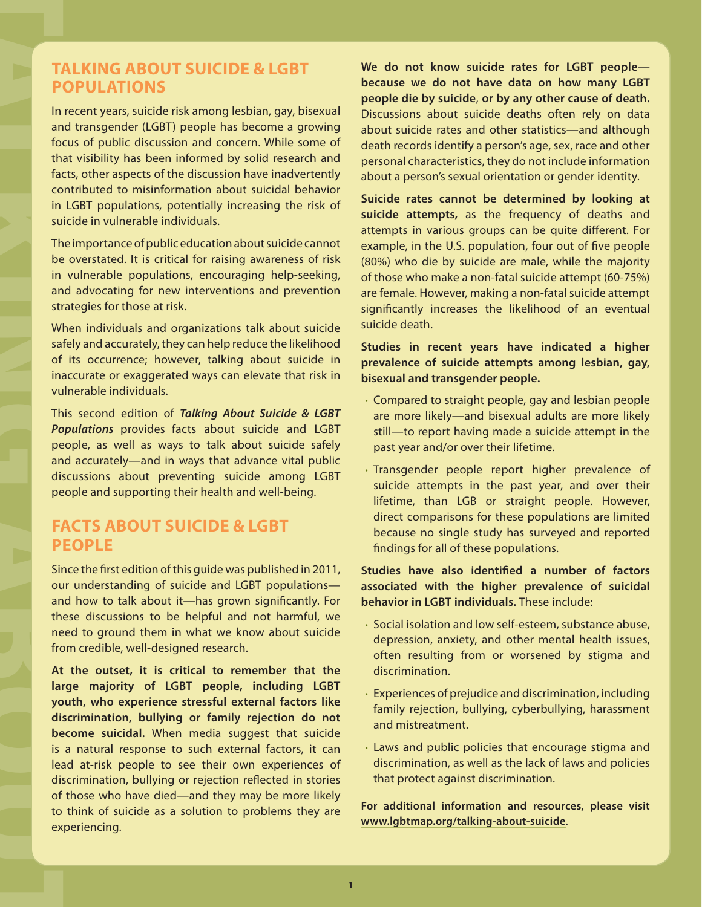## TALKING ABOUT SUICIDE & LGBT POPULATIONS

In recent years, suicide risk among lesbian, gay, bisexual and transgender (LGBT) people has become a growing focus of public discussion and concern. While some of that visibility has been informed by solid research and facts, other aspects of the discussion have inadvertently contributed to misinformation about suicidal behavior in LGBT populations, potentially increasing the risk of suicide in vulnerable individuals.

The importance of public education about suicide cannot be overstated. It is critical for raising awareness of risk in vulnerable populations, encouraging help-seeking, and advocating for new interventions and prevention strategies for those at risk.

When individuals and organizations talk about suicide safely and accurately, they can help reduce the likelihood of its occurrence; however, talking about suicide in inaccurate or exaggerated ways can elevate that risk in vulnerable individuals.

This second edition of ***Talking About Suicide & LGBT Populations*** provides facts about suicide and LGBT people, as well as ways to talk about suicide safely and accurately—and in ways that advance vital public discussions about preventing suicide among LGBT people and supporting their health and well-being.

## FACTS ABOUT SUICIDE & LGBT PEOPLE

Since the first edition of this guide was published in 2011, our understanding of suicide and LGBT populations—and how to talk about it—has grown significantly. For these discussions to be helpful and not harmful, we need to ground them in what we know about suicide from credible, well-designed research.

**At the outset, it is critical to remember that the large majority of LGBT people, including LGBT youth, who experience stressful external factors like discrimination, bullying or family rejection do not become suicidal.** When media suggest that suicide is a natural response to such external factors, it can lead at-risk people to see their own experiences of discrimination, bullying or rejection reflected in stories of those who have died—and they may be more likely to think of suicide as a solution to problems they are experiencing.

**We do not know suicide rates for LGBT people—because we do not have data on how many LGBT people die by suicide, or by any other cause of death.** Discussions about suicide deaths often rely on data about suicide rates and other statistics—and although death records identify a person's age, sex, race and other personal characteristics, they do not include information about a person's sexual orientation or gender identity.

**Suicide rates cannot be determined by looking at suicide attempts,** as the frequency of deaths and attempts in various groups can be quite different. For example, in the U.S. population, four out of five people (80%) who die by suicide are male, while the majority of those who make a non-fatal suicide attempt (60-75%) are female. However, making a non-fatal suicide attempt significantly increases the likelihood of an eventual suicide death.

**Studies in recent years have indicated a higher prevalence of suicide attempts among lesbian, gay, bisexual and transgender people.**

- Compared to straight people, gay and lesbian people are more likely—and bisexual adults are more likely still—to report having made a suicide attempt in the past year and/or over their lifetime.
- Transgender people report higher prevalence of suicide attempts in the past year, and over their lifetime, than LGB or straight people. However, direct comparisons for these populations are limited because no single study has surveyed and reported findings for all of these populations.

**Studies have also identified a number of factors associated with the higher prevalence of suicidal behavior in LGBT individuals.** These include:

- Social isolation and low self-esteem, substance abuse, depression, anxiety, and other mental health issues, often resulting from or worsened by stigma and discrimination.
- Experiences of prejudice and discrimination, including family rejection, bullying, cyberbullying, harassment and mistreatment.
- Laws and public policies that encourage stigma and discrimination, as well as the lack of laws and policies that protect against discrimination.

**For additional information and resources, please visit www.lgbtmap.org/talking-about-suicide.**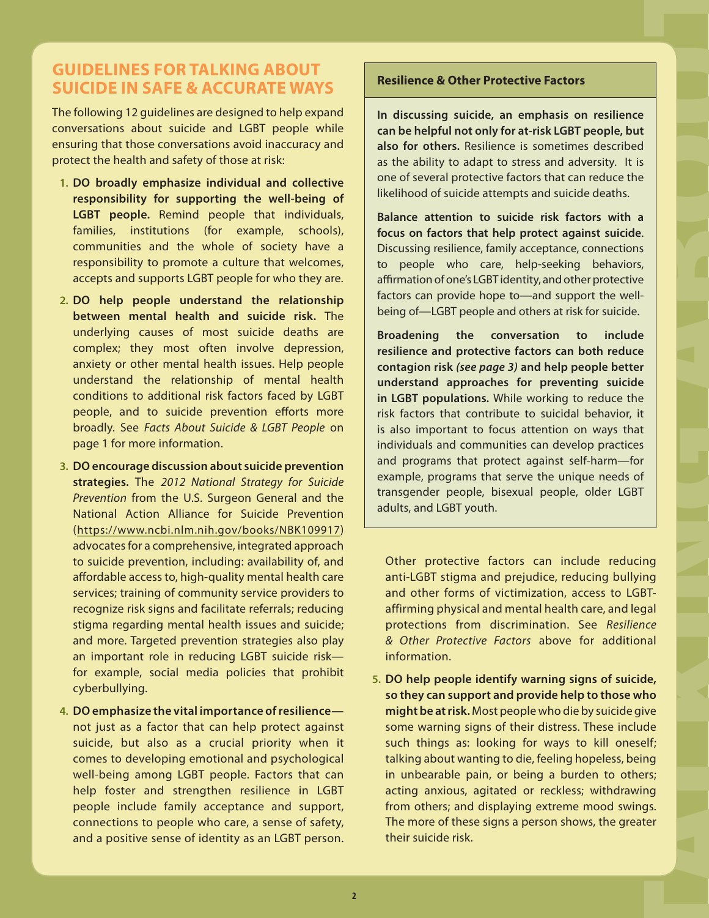## GUIDELINES FOR TALKING ABOUT SUICIDE IN SAFE & ACCURATE WAYS

The following 12 guidelines are designed to help expand conversations about suicide and LGBT people while ensuring that those conversations avoid inaccuracy and protect the health and safety of those at risk:

1. **DO broadly emphasize individual and collective responsibility for supporting the well-being of LGBT people.** Remind people that individuals, families, institutions (for example, schools), communities and the whole of society have a responsibility to promote a culture that welcomes, accepts and supports LGBT people for who they are.

2. **DO help people understand the relationship between mental health and suicide risk.** The underlying causes of most suicide deaths are complex; they most often involve depression, anxiety or other mental health issues. Help people understand the relationship of mental health conditions to additional risk factors faced by LGBT people, and to suicide prevention efforts more broadly. See *Facts About Suicide & LGBT People* on page 1 for more information.

3. **DO encourage discussion about suicide prevention strategies.** The *2012 National Strategy for Suicide Prevention* from the U.S. Surgeon General and the National Action Alliance for Suicide Prevention (https://www.ncbi.nlm.nih.gov/books/NBK109917) advocates for a comprehensive, integrated approach to suicide prevention, including: availability of, and affordable access to, high-quality mental health care services; training of community service providers to recognize risk signs and facilitate referrals; reducing stigma regarding mental health issues and suicide; and more. Targeted prevention strategies also play an important role in reducing LGBT suicide risk—for example, social media policies that prohibit cyberbullying.

4. **DO emphasize the vital importance of resilience**—not just as a factor that can help protect against suicide, but also as a crucial priority when it comes to developing emotional and psychological well-being among LGBT people. Factors that can help foster and strengthen resilience in LGBT people include family acceptance and support, connections to people who care, a sense of safety, and a positive sense of identity as an LGBT person.

   Other protective factors can include reducing anti-LGBT stigma and prejudice, reducing bullying and other forms of victimization, access to LGBT-affirming physical and mental health care, and legal protections from discrimination. See *Resilience & Other Protective Factors* above for additional information.

5. **DO help people identify warning signs of suicide, so they can support and provide help to those who might be at risk.** Most people who die by suicide give some warning signs of their distress. These include such things as: looking for ways to kill oneself; talking about wanting to die, feeling hopeless, being in unbearable pain, or being a burden to others; acting anxious, agitated or reckless; withdrawing from others; and displaying extreme mood swings. The more of these signs a person shows, the greater their suicide risk.

### Resilience & Other Protective Factors

**In discussing suicide, an emphasis on resilience can be helpful not only for at-risk LGBT people, but also for others.** Resilience is sometimes described as the ability to adapt to stress and adversity. It is one of several protective factors that can reduce the likelihood of suicide attempts and suicide deaths.

**Balance attention to suicide risk factors with a focus on factors that help protect against suicide**. Discussing resilience, family acceptance, connections to people who care, help-seeking behaviors, affirmation of one's LGBT identity, and other protective factors can provide hope to—and support the well-being of—LGBT people and others at risk for suicide.

**Broadening the conversation to include resilience and protective factors can both reduce contagion risk *(see page 3)* and help people better understand approaches for preventing suicide in LGBT populations.** While working to reduce the risk factors that contribute to suicidal behavior, it is also important to focus attention on ways that individuals and communities can develop practices and programs that protect against self-harm—for example, programs that serve the unique needs of transgender people, bisexual people, older LGBT adults, and LGBT youth.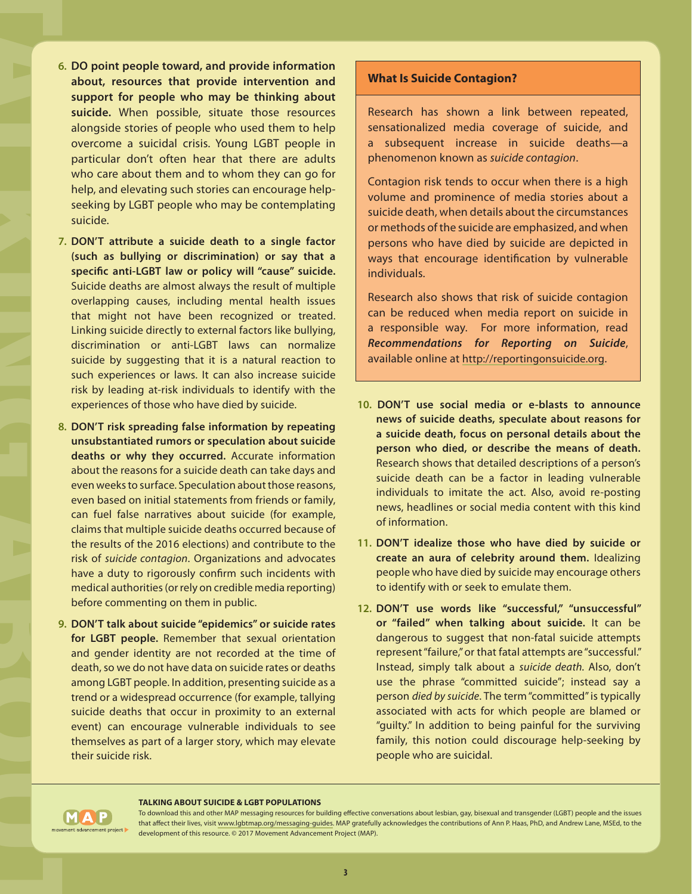6. **DO point people toward, and provide information about, resources that provide intervention and support for people who may be thinking about suicide.** When possible, situate those resources alongside stories of people who used them to help overcome a suicidal crisis. Young LGBT people in particular don't often hear that there are adults who care about them and to whom they can go for help, and elevating such stories can encourage help-seeking by LGBT people who may be contemplating suicide.

7. **DON'T attribute a suicide death to a single factor (such as bullying or discrimination) or say that a specific anti-LGBT law or policy will "cause" suicide.** Suicide deaths are almost always the result of multiple overlapping causes, including mental health issues that might not have been recognized or treated. Linking suicide directly to external factors like bullying, discrimination or anti-LGBT laws can normalize suicide by suggesting that it is a natural reaction to such experiences or laws. It can also increase suicide risk by leading at-risk individuals to identify with the experiences of those who have died by suicide.

8. **DON'T risk spreading false information by repeating unsubstantiated rumors or speculation about suicide deaths or why they occurred.** Accurate information about the reasons for a suicide death can take days and even weeks to surface. Speculation about those reasons, even based on initial statements from friends or family, can fuel false narratives about suicide (for example, claims that multiple suicide deaths occurred because of the results of the 2016 elections) and contribute to the risk of *suicide contagion*. Organizations and advocates have a duty to rigorously confirm such incidents with medical authorities (or rely on credible media reporting) before commenting on them in public.

9. **DON'T talk about suicide "epidemics" or suicide rates for LGBT people.** Remember that sexual orientation and gender identity are not recorded at the time of death, so we do not have data on suicide rates or deaths among LGBT people. In addition, presenting suicide as a trend or a widespread occurrence (for example, tallying suicide deaths that occur in proximity to an external event) can encourage vulnerable individuals to see themselves as part of a larger story, which may elevate their suicide risk.

### What Is Suicide Contagion?

Research has shown a link between repeated, sensationalized media coverage of suicide, and a subsequent increase in suicide deaths—a phenomenon known as *suicide contagion*.

Contagion risk tends to occur when there is a high volume and prominence of media stories about a suicide death, when details about the circumstances or methods of the suicide are emphasized, and when persons who have died by suicide are depicted in ways that encourage identification by vulnerable individuals.

Research also shows that risk of suicide contagion can be reduced when media report on suicide in a responsible way. For more information, read ***Recommendations for Reporting on Suicide***, available online at http://reportingonsuicide.org.

10. **DON'T use social media or e-blasts to announce news of suicide deaths, speculate about reasons for a suicide death, focus on personal details about the person who died, or describe the means of death.** Research shows that detailed descriptions of a person's suicide death can be a factor in leading vulnerable individuals to imitate the act. Also, avoid re-posting news, headlines or social media content with this kind of information.

11. **DON'T idealize those who have died by suicide or create an aura of celebrity around them.** Idealizing people who have died by suicide may encourage others to identify with or seek to emulate them.

12. **DON'T use words like "successful," "unsuccessful" or "failed" when talking about suicide.** It can be dangerous to suggest that non-fatal suicide attempts represent "failure," or that fatal attempts are "successful." Instead, simply talk about a *suicide death*. Also, don't use the phrase "committed suicide"; instead say a person *died by suicide*. The term "committed" is typically associated with acts for which people are blamed or "guilty." In addition to being painful for the surviving family, this notion could discourage help-seeking by people who are suicidal.

**TALKING ABOUT SUICIDE & LGBT POPULATIONS**

To download this and other MAP messaging resources for building effective conversations about lesbian, gay, bisexual and transgender (LGBT) people and the issues that affect their lives, visit www.lgbtmap.org/messaging-guides. MAP gratefully acknowledges the contributions of Ann P. Haas, PhD, and Andrew Lane, MSEd, to the development of this resource. © 2017 Movement Advancement Project (MAP).